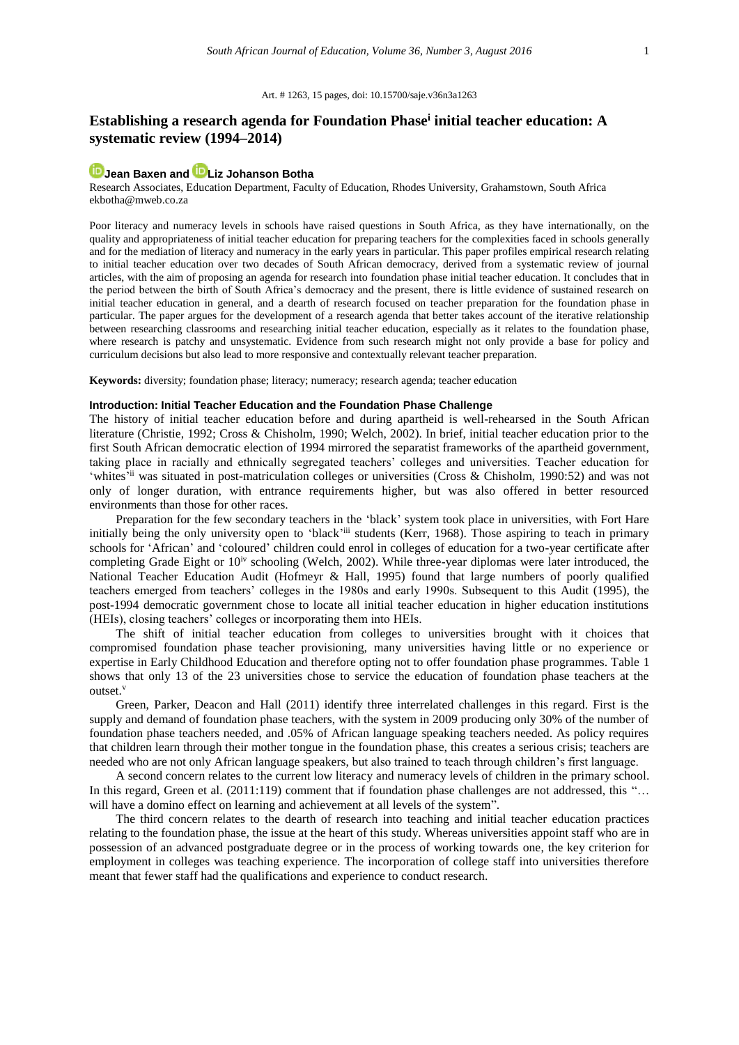Art. # 1263, 15 pages, doi: 10.15700/saje.v36n3a1263

# Establishing a research agenda for Foundation Phase[i] initial teacher education: A systematic review (1994–2014)

**Jean Baxen and Liz Johanson Botha**

Research Associates, Education Department, Faculty of Education, Rhodes University, Grahamstown, South Africa
ekbotha@mweb.co.za

Poor literacy and numeracy levels in schools have raised questions in South Africa, as they have internationally, on the quality and appropriateness of initial teacher education for preparing teachers for the complexities faced in schools generally and for the mediation of literacy and numeracy in the early years in particular. This paper profiles empirical research relating to initial teacher education over two decades of South African democracy, derived from a systematic review of journal articles, with the aim of proposing an agenda for research into foundation phase initial teacher education. It concludes that in the period between the birth of South Africa's democracy and the present, there is little evidence of sustained research on initial teacher education in general, and a dearth of research focused on teacher preparation for the foundation phase in particular. The paper argues for the development of a research agenda that better takes account of the iterative relationship between researching classrooms and researching initial teacher education, especially as it relates to the foundation phase, where research is patchy and unsystematic. Evidence from such research might not only provide a base for policy and curriculum decisions but also lead to more responsive and contextually relevant teacher preparation.

**Keywords:** diversity; foundation phase; literacy; numeracy; research agenda; teacher education

## Introduction: Initial Teacher Education and the Foundation Phase Challenge

The history of initial teacher education before and during apartheid is well-rehearsed in the South African literature (Christie, 1992; Cross & Chisholm, 1990; Welch, 2002). In brief, initial teacher education prior to the first South African democratic election of 1994 mirrored the separatist frameworks of the apartheid government, taking place in racially and ethnically segregated teachers' colleges and universities. Teacher education for 'whites'[ii] was situated in post-matriculation colleges or universities (Cross & Chisholm, 1990:52) and was not only of longer duration, with entrance requirements higher, but was also offered in better resourced environments than those for other races.

Preparation for the few secondary teachers in the 'black' system took place in universities, with Fort Hare initially being the only university open to 'black'[iii] students (Kerr, 1968). Those aspiring to teach in primary schools for 'African' and 'coloured' children could enrol in colleges of education for a two-year certificate after completing Grade Eight or 10[iv] schooling (Welch, 2002). While three-year diplomas were later introduced, the National Teacher Education Audit (Hofmeyr & Hall, 1995) found that large numbers of poorly qualified teachers emerged from teachers' colleges in the 1980s and early 1990s. Subsequent to this Audit (1995), the post-1994 democratic government chose to locate all initial teacher education in higher education institutions (HEIs), closing teachers' colleges or incorporating them into HEIs.

The shift of initial teacher education from colleges to universities brought with it choices that compromised foundation phase teacher provisioning, many universities having little or no experience or expertise in Early Childhood Education and therefore opting not to offer foundation phase programmes. Table 1 shows that only 13 of the 23 universities chose to service the education of foundation phase teachers at the outset.[v]

Green, Parker, Deacon and Hall (2011) identify three interrelated challenges in this regard. First is the supply and demand of foundation phase teachers, with the system in 2009 producing only 30% of the number of foundation phase teachers needed, and .05% of African language speaking teachers needed. As policy requires that children learn through their mother tongue in the foundation phase, this creates a serious crisis; teachers are needed who are not only African language speakers, but also trained to teach through children's first language.

A second concern relates to the current low literacy and numeracy levels of children in the primary school. In this regard, Green et al. (2011:119) comment that if foundation phase challenges are not addressed, this "… will have a domino effect on learning and achievement at all levels of the system".

The third concern relates to the dearth of research into teaching and initial teacher education practices relating to the foundation phase, the issue at the heart of this study. Whereas universities appoint staff who are in possession of an advanced postgraduate degree or in the process of working towards one, the key criterion for employment in colleges was teaching experience. The incorporation of college staff into universities therefore meant that fewer staff had the qualifications and experience to conduct research.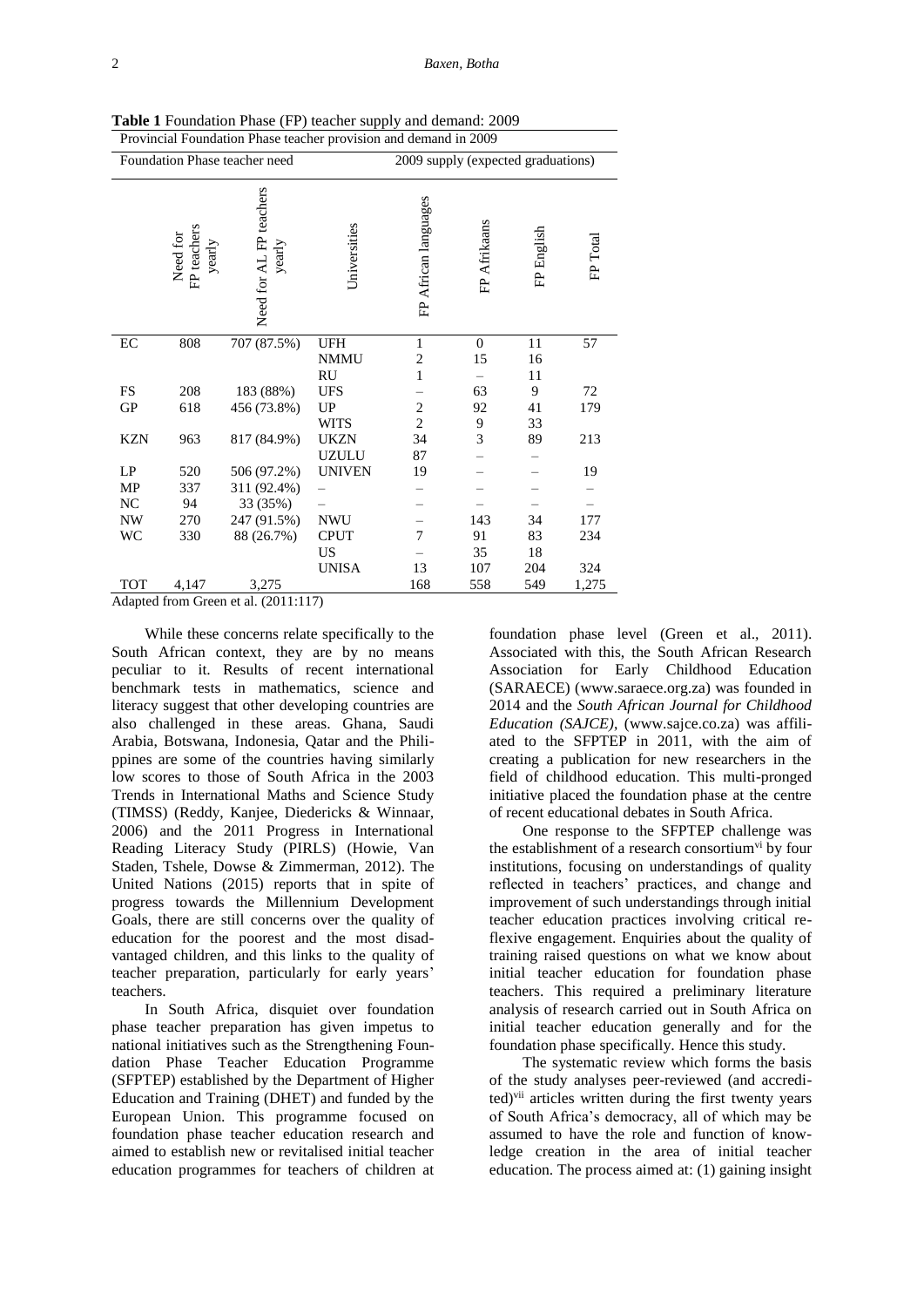**Table 1** Foundation Phase (FP) teacher supply and demand: 2009

| Provincial Foundation Phase teacher provision and demand in 2009 | | | | | | | |
|---|---|---|---|---|---|---|---|
| Foundation Phase teacher need | | | 2009 supply (expected graduations) | | | | |
| | Need for FP teachers yearly | Need for AL FP teachers yearly | Universities | FP African languages | FP Afrikaans | FP English | FP Total |
| EC | 808 | 707 (87.5%) | UFH | 1 | 0 | 11 | 57 |
| | | | NMMU | 2 | 15 | 16 | |
| | | | RU | 1 | – | 11 | |
| FS | 208 | 183 (88%) | UFS | – | 63 | 9 | 72 |
| GP | 618 | 456 (73.8%) | UP | 2 | 92 | 41 | 179 |
| | | | WITS | 2 | 9 | 33 | |
| KZN | 963 | 817 (84.9%) | UKZN | 34 | 3 | 89 | 213 |
| | | | UZULU | 87 | – | – | |
| LP | 520 | 506 (97.2%) | UNIVEN | 19 | – | – | 19 |
| MP | 337 | 311 (92.4%) | – | – | – | – | – |
| NC | 94 | 33 (35%) | – | – | – | – | – |
| NW | 270 | 247 (91.5%) | NWU | – | 143 | 34 | 177 |
| WC | 330 | 88 (26.7%) | CPUT | 7 | 91 | 83 | 234 |
| | | | US | – | 35 | 18 | |
| | | | UNISA | 13 | 107 | 204 | 324 |
| TOT | 4,147 | 3,275 | | 168 | 558 | 549 | 1,275 |

Adapted from Green et al. (2011:117)

While these concerns relate specifically to the South African context, they are by no means peculiar to it. Results of recent international benchmark tests in mathematics, science and literacy suggest that other developing countries are also challenged in these areas. Ghana, Saudi Arabia, Botswana, Indonesia, Qatar and the Philippines are some of the countries having similarly low scores to those of South Africa in the 2003 Trends in International Maths and Science Study (TIMSS) (Reddy, Kanjee, Diedericks & Winnaar, 2006) and the 2011 Progress in International Reading Literacy Study (PIRLS) (Howie, Van Staden, Tshele, Dowse & Zimmerman, 2012). The United Nations (2015) reports that in spite of progress towards the Millennium Development Goals, there are still concerns over the quality of education for the poorest and the most disadvantaged children, and this links to the quality of teacher preparation, particularly for early years' teachers.

In South Africa, disquiet over foundation phase teacher preparation has given impetus to national initiatives such as the Strengthening Foundation Phase Teacher Education Programme (SFPTEP) established by the Department of Higher Education and Training (DHET) and funded by the European Union. This programme focused on foundation phase teacher education research and aimed to establish new or revitalised initial teacher education programmes for teachers of children at foundation phase level (Green et al., 2011). Associated with this, the South African Research Association for Early Childhood Education (SARAECE) (www.saraece.org.za) was founded in 2014 and the *South African Journal for Childhood Education (SAJCE)*, (www.sajce.co.za) was affiliated to the SFPTEP in 2011, with the aim of creating a publication for new researchers in the field of childhood education. This multi-pronged initiative placed the foundation phase at the centre of recent educational debates in South Africa.

One response to the SFPTEP challenge was the establishment of a research consortium[vi] by four institutions, focusing on understandings of quality reflected in teachers' practices, and change and improvement of such understandings through initial teacher education practices involving critical reflexive engagement. Enquiries about the quality of training raised questions on what we know about initial teacher education for foundation phase teachers. This required a preliminary literature analysis of research carried out in South Africa on initial teacher education generally and for the foundation phase specifically. Hence this study.

The systematic review which forms the basis of the study analyses peer-reviewed (and accredited)[vii] articles written during the first twenty years of South Africa's democracy, all of which may be assumed to have the role and function of knowledge creation in the area of initial teacher education. The process aimed at: (1) gaining insight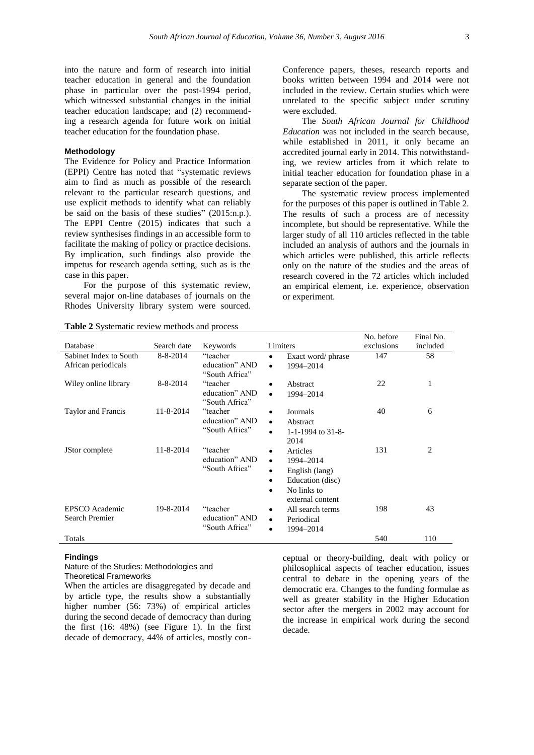into the nature and form of research into initial teacher education in general and the foundation phase in particular over the post-1994 period, which witnessed substantial changes in the initial teacher education landscape; and (2) recommending a research agenda for future work on initial teacher education for the foundation phase.

#### Methodology

The Evidence for Policy and Practice Information (EPPI) Centre has noted that "systematic reviews aim to find as much as possible of the research relevant to the particular research questions, and use explicit methods to identify what can reliably be said on the basis of these studies" (2015:n.p.). The EPPI Centre (2015) indicates that such a review synthesises findings in an accessible form to facilitate the making of policy or practice decisions. By implication, such findings also provide the impetus for research agenda setting, such as is the case in this paper.

For the purpose of this systematic review, several major on-line databases of journals on the Rhodes University library system were sourced. Conference papers, theses, research reports and books written between 1994 and 2014 were not included in the review. Certain studies which were unrelated to the specific subject under scrutiny were excluded.

The *South African Journal for Childhood Education* was not included in the search because, while established in 2011, it only became an accredited journal early in 2014. This notwithstanding, we review articles from it which relate to initial teacher education for foundation phase in a separate section of the paper.

The systematic review process implemented for the purposes of this paper is outlined in Table 2. The results of such a process are of necessity incomplete, but should be representative. While the larger study of all 110 articles reflected in the table included an analysis of authors and the journals in which articles were published, this article reflects only on the nature of the studies and the areas of research covered in the 72 articles which included an empirical element, i.e. experience, observation or experiment.

**Table 2** Systematic review methods and process

| Database | Search date | Keywords | Limiters | No. before exclusions | Final No. included |
|---|---|---|---|---|---|
| Sabinet Index to South African periodicals | 8-8-2014 | "teacher education" AND "South Africa" | • Exact word/ phrase<br>• 1994–2014 | 147 | 58 |
| Wiley online library | 8-8-2014 | "teacher education" AND "South Africa" | • Abstract<br>• 1994–2014 | 22 | 1 |
| Taylor and Francis | 11-8-2014 | "teacher education" AND "South Africa" | • Journals<br>• Abstract<br>• 1-1-1994 to 31-8-2014 | 40 | 6 |
| JStor complete | 11-8-2014 | "teacher education" AND "South Africa" | • Articles<br>• 1994–2014<br>• English (lang)<br>• Education (disc)<br>• No links to external content | 131 | 2 |
| EPSCO Academic Search Premier | 19-8-2014 | "teacher education" AND "South Africa" | • All search terms<br>• Periodical<br>• 1994–2014 | 198 | 43 |
| Totals | | | | 540 | 110 |

#### Findings

##### Nature of the Studies: Methodologies and Theoretical Frameworks

When the articles are disaggregated by decade and by article type, the results show a substantially higher number (56: 73%) of empirical articles during the second decade of democracy than during the first (16: 48%) (see Figure 1). In the first decade of democracy, 44% of articles, mostly conceptual or theory-building, dealt with policy or philosophical aspects of teacher education, issues central to debate in the opening years of the democratic era. Changes to the funding formulae as well as greater stability in the Higher Education sector after the mergers in 2002 may account for the increase in empirical work during the second decade.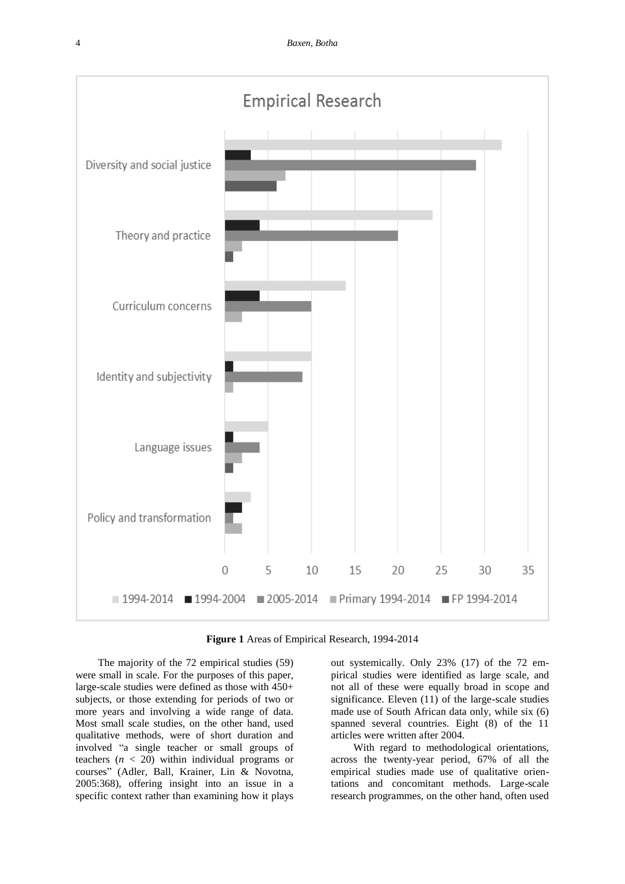**Figure 1** Areas of Empirical Research, 1994-2014

The majority of the 72 empirical studies (59) were small in scale. For the purposes of this paper, large-scale studies were defined as those with 450+ subjects, or those extending for periods of two or more years and involving a wide range of data. Most small scale studies, on the other hand, used qualitative methods, were of short duration and involved "a single teacher or small groups of teachers ($n$ < 20) within individual programs or courses" (Adler, Ball, Krainer, Lin & Novotna, 2005:368), offering insight into an issue in a specific context rather than examining how it plays out systemically. Only 23% (17) of the 72 empirical studies were identified as large scale, and not all of these were equally broad in scope and significance. Eleven (11) of the large-scale studies made use of South African data only, while six (6) spanned several countries. Eight (8) of the 11 articles were written after 2004.

With regard to methodological orientations, across the twenty-year period, 67% of all the empirical studies made use of qualitative orientations and concomitant methods. Large-scale research programmes, on the other hand, often used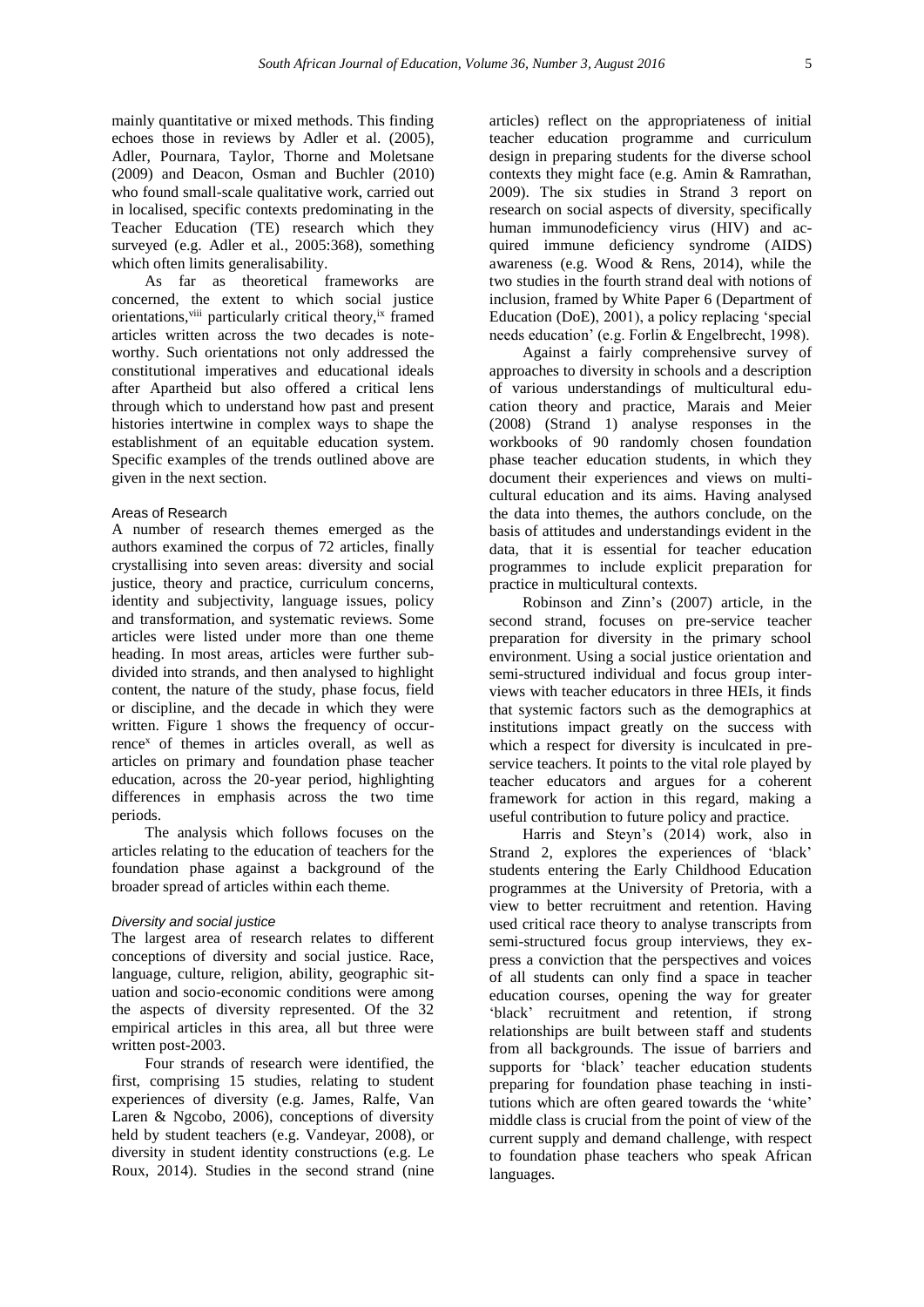mainly quantitative or mixed methods. This finding echoes those in reviews by Adler et al. (2005), Adler, Pournara, Taylor, Thorne and Moletsane (2009) and Deacon, Osman and Buchler (2010) who found small-scale qualitative work, carried out in localised, specific contexts predominating in the Teacher Education (TE) research which they surveyed (e.g. Adler et al., 2005:368), something which often limits generalisability.

As far as theoretical frameworks are concerned, the extent to which social justice orientations,[viii] particularly critical theory,[ix] framed articles written across the two decades is noteworthy. Such orientations not only addressed the constitutional imperatives and educational ideals after Apartheid but also offered a critical lens through which to understand how past and present histories intertwine in complex ways to shape the establishment of an equitable education system. Specific examples of the trends outlined above are given in the next section.

## Areas of Research

A number of research themes emerged as the authors examined the corpus of 72 articles, finally crystallising into seven areas: diversity and social justice, theory and practice, curriculum concerns, identity and subjectivity, language issues, policy and transformation, and systematic reviews. Some articles were listed under more than one theme heading. In most areas, articles were further subdivided into strands, and then analysed to highlight content, the nature of the study, phase focus, field or discipline, and the decade in which they were written. Figure 1 shows the frequency of occurrence[x] of themes in articles overall, as well as articles on primary and foundation phase teacher education, across the 20-year period, highlighting differences in emphasis across the two time periods.

The analysis which follows focuses on the articles relating to the education of teachers for the foundation phase against a background of the broader spread of articles within each theme.

### *Diversity and social justice*

The largest area of research relates to different conceptions of diversity and social justice. Race, language, culture, religion, ability, geographic situation and socio-economic conditions were among the aspects of diversity represented. Of the 32 empirical articles in this area, all but three were written post-2003.

Four strands of research were identified, the first, comprising 15 studies, relating to student experiences of diversity (e.g. James, Ralfe, Van Laren & Ngcobo, 2006), conceptions of diversity held by student teachers (e.g. Vandeyar, 2008), or diversity in student identity constructions (e.g. Le Roux, 2014). Studies in the second strand (nine articles) reflect on the appropriateness of initial teacher education programme and curriculum design in preparing students for the diverse school contexts they might face (e.g. Amin & Ramrathan, 2009). The six studies in Strand 3 report on research on social aspects of diversity, specifically human immunodeficiency virus (HIV) and acquired immune deficiency syndrome (AIDS) awareness (e.g. Wood & Rens, 2014), while the two studies in the fourth strand deal with notions of inclusion, framed by White Paper 6 (Department of Education (DoE), 2001), a policy replacing 'special needs education' (e.g. Forlin & Engelbrecht, 1998).

Against a fairly comprehensive survey of approaches to diversity in schools and a description of various understandings of multicultural education theory and practice, Marais and Meier (2008) (Strand 1) analyse responses in the workbooks of 90 randomly chosen foundation phase teacher education students, in which they document their experiences and views on multicultural education and its aims. Having analysed the data into themes, the authors conclude, on the basis of attitudes and understandings evident in the data, that it is essential for teacher education programmes to include explicit preparation for practice in multicultural contexts.

Robinson and Zinn's (2007) article, in the second strand, focuses on pre-service teacher preparation for diversity in the primary school environment. Using a social justice orientation and semi-structured individual and focus group interviews with teacher educators in three HEIs, it finds that systemic factors such as the demographics at institutions impact greatly on the success with which a respect for diversity is inculcated in pre-service teachers. It points to the vital role played by teacher educators and argues for a coherent framework for action in this regard, making a useful contribution to future policy and practice.

Harris and Steyn's (2014) work, also in Strand 2, explores the experiences of 'black' students entering the Early Childhood Education programmes at the University of Pretoria, with a view to better recruitment and retention. Having used critical race theory to analyse transcripts from semi-structured focus group interviews, they express a conviction that the perspectives and voices of all students can only find a space in teacher education courses, opening the way for greater 'black' recruitment and retention, if strong relationships are built between staff and students from all backgrounds. The issue of barriers and supports for 'black' teacher education students preparing for foundation phase teaching in institutions which are often geared towards the 'white' middle class is crucial from the point of view of the current supply and demand challenge, with respect to foundation phase teachers who speak African languages.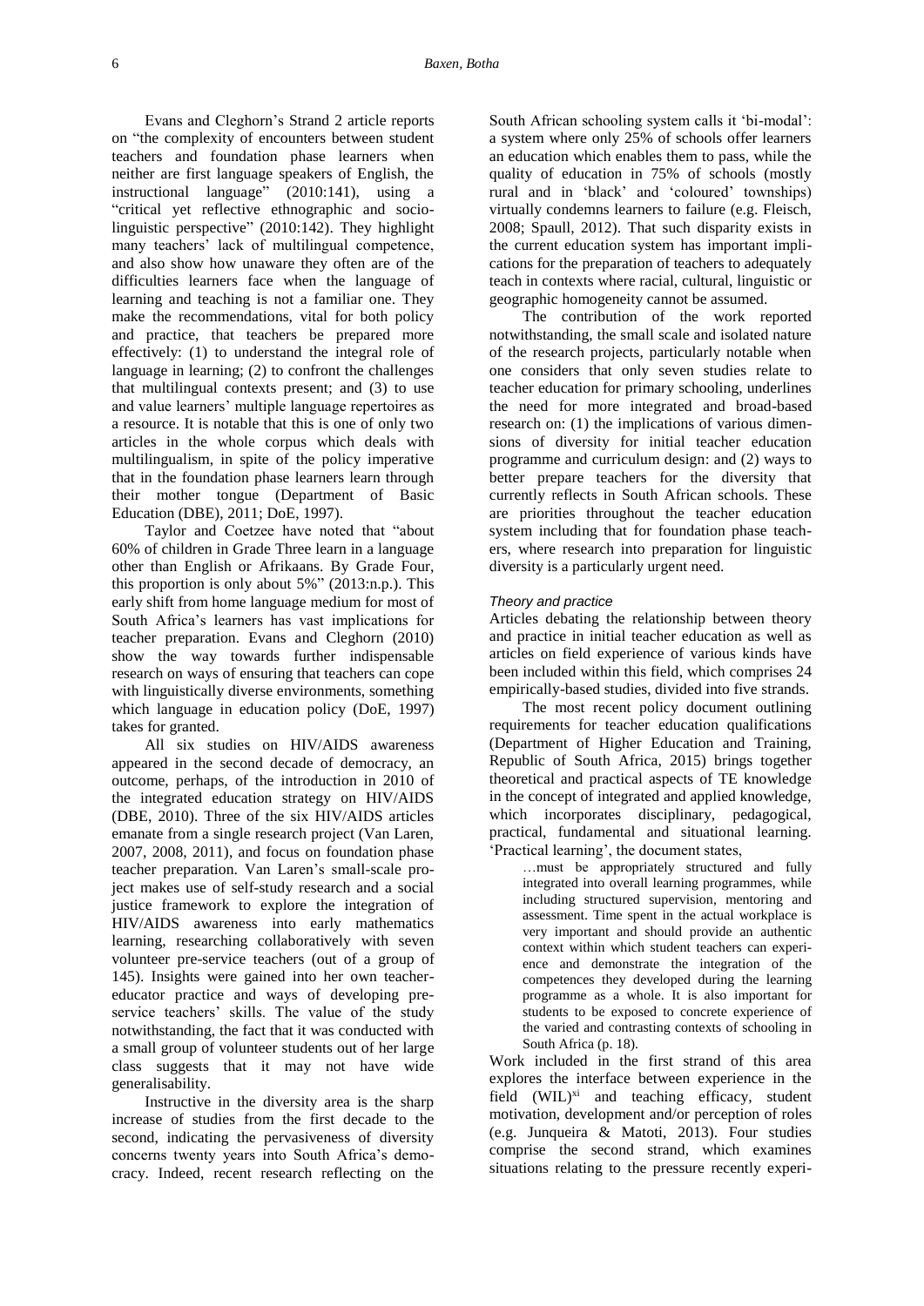Evans and Cleghorn's Strand 2 article reports on "the complexity of encounters between student teachers and foundation phase learners when neither are first language speakers of English, the instructional language" (2010:141), using a "critical yet reflective ethnographic and socio-linguistic perspective" (2010:142). They highlight many teachers' lack of multilingual competence, and also show how unaware they often are of the difficulties learners face when the language of learning and teaching is not a familiar one. They make the recommendations, vital for both policy and practice, that teachers be prepared more effectively: (1) to understand the integral role of language in learning; (2) to confront the challenges that multilingual contexts present; and (3) to use and value learners' multiple language repertoires as a resource. It is notable that this is one of only two articles in the whole corpus which deals with multilingualism, in spite of the policy imperative that in the foundation phase learners learn through their mother tongue (Department of Basic Education (DBE), 2011; DoE, 1997).

Taylor and Coetzee have noted that "about 60% of children in Grade Three learn in a language other than English or Afrikaans. By Grade Four, this proportion is only about 5%" (2013:n.p.). This early shift from home language medium for most of South Africa's learners has vast implications for teacher preparation. Evans and Cleghorn (2010) show the way towards further indispensable research on ways of ensuring that teachers can cope with linguistically diverse environments, something which language in education policy (DoE, 1997) takes for granted.

All six studies on HIV/AIDS awareness appeared in the second decade of democracy, an outcome, perhaps, of the introduction in 2010 of the integrated education strategy on HIV/AIDS (DBE, 2010). Three of the six HIV/AIDS articles emanate from a single research project (Van Laren, 2007, 2008, 2011), and focus on foundation phase teacher preparation. Van Laren's small-scale project makes use of self-study research and a social justice framework to explore the integration of HIV/AIDS awareness into early mathematics learning, researching collaboratively with seven volunteer pre-service teachers (out of a group of 145). Insights were gained into her own teacher-educator practice and ways of developing pre-service teachers' skills. The value of the study notwithstanding, the fact that it was conducted with a small group of volunteer students out of her large class suggests that it may not have wide generalisability.

Instructive in the diversity area is the sharp increase of studies from the first decade to the second, indicating the pervasiveness of diversity concerns twenty years into South Africa's democracy. Indeed, recent research reflecting on the South African schooling system calls it 'bi-modal': a system where only 25% of schools offer learners an education which enables them to pass, while the quality of education in 75% of schools (mostly rural and in 'black' and 'coloured' townships) virtually condemns learners to failure (e.g. Fleisch, 2008; Spaull, 2012). That such disparity exists in the current education system has important implications for the preparation of teachers to adequately teach in contexts where racial, cultural, linguistic or geographic homogeneity cannot be assumed.

The contribution of the work reported notwithstanding, the small scale and isolated nature of the research projects, particularly notable when one considers that only seven studies relate to teacher education for primary schooling, underlines the need for more integrated and broad-based research on: (1) the implications of various dimensions of diversity for initial teacher education programme and curriculum design: and (2) ways to better prepare teachers for the diversity that currently reflects in South African schools. These are priorities throughout the teacher education system including that for foundation phase teachers, where research into preparation for linguistic diversity is a particularly urgent need.

*Theory and practice*

Articles debating the relationship between theory and practice in initial teacher education as well as articles on field experience of various kinds have been included within this field, which comprises 24 empirically-based studies, divided into five strands.

The most recent policy document outlining requirements for teacher education qualifications (Department of Higher Education and Training, Republic of South Africa, 2015) brings together theoretical and practical aspects of TE knowledge in the concept of integrated and applied knowledge, which incorporates disciplinary, pedagogical, practical, fundamental and situational learning. 'Practical learning', the document states,

> …must be appropriately structured and fully integrated into overall learning programmes, while including structured supervision, mentoring and assessment. Time spent in the actual workplace is very important and should provide an authentic context within which student teachers can experience and demonstrate the integration of the competences they developed during the learning programme as a whole. It is also important for students to be exposed to concrete experience of the varied and contrasting contexts of schooling in South Africa (p. 18).

Work included in the first strand of this area explores the interface between experience in the field (WIL)[xi] and teaching efficacy, student motivation, development and/or perception of roles (e.g. Junqueira & Matoti, 2013). Four studies comprise the second strand, which examines situations relating to the pressure recently experi-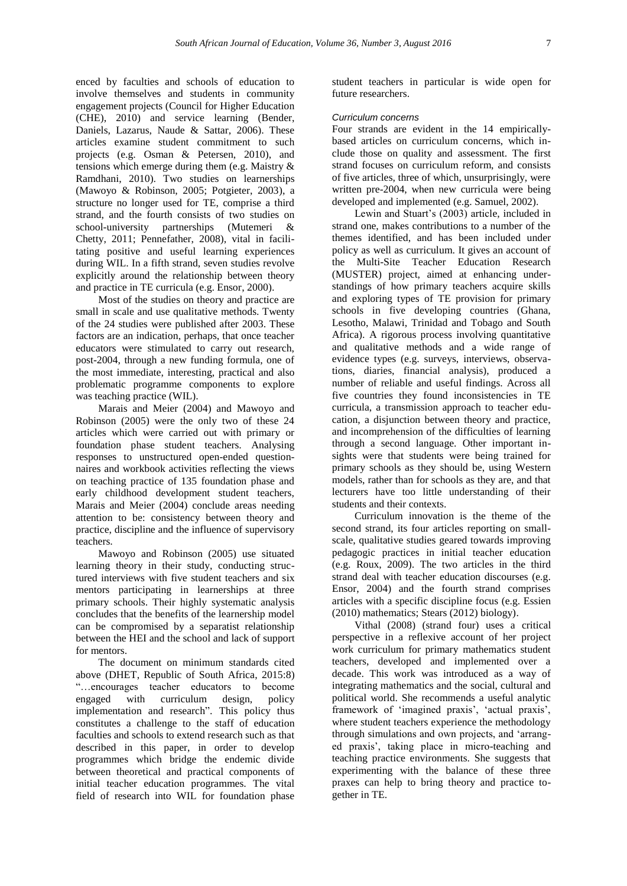enced by faculties and schools of education to involve themselves and students in community engagement projects (Council for Higher Education (CHE), 2010) and service learning (Bender, Daniels, Lazarus, Naude & Sattar, 2006). These articles examine student commitment to such projects (e.g. Osman & Petersen, 2010), and tensions which emerge during them (e.g. Maistry & Ramdhani, 2010). Two studies on learnerships (Mawoyo & Robinson, 2005; Potgieter, 2003), a structure no longer used for TE, comprise a third strand, and the fourth consists of two studies on school-university partnerships (Mutemeri & Chetty, 2011; Pennefather, 2008), vital in facilitating positive and useful learning experiences during WIL. In a fifth strand, seven studies revolve explicitly around the relationship between theory and practice in TE curricula (e.g. Ensor, 2000).

Most of the studies on theory and practice are small in scale and use qualitative methods. Twenty of the 24 studies were published after 2003. These factors are an indication, perhaps, that once teacher educators were stimulated to carry out research, post-2004, through a new funding formula, one of the most immediate, interesting, practical and also problematic programme components to explore was teaching practice (WIL).

Marais and Meier (2004) and Mawoyo and Robinson (2005) were the only two of these 24 articles which were carried out with primary or foundation phase student teachers. Analysing responses to unstructured open-ended questionnaires and workbook activities reflecting the views on teaching practice of 135 foundation phase and early childhood development student teachers, Marais and Meier (2004) conclude areas needing attention to be: consistency between theory and practice, discipline and the influence of supervisory teachers.

Mawoyo and Robinson (2005) use situated learning theory in their study, conducting structured interviews with five student teachers and six mentors participating in learnerships at three primary schools. Their highly systematic analysis concludes that the benefits of the learnership model can be compromised by a separatist relationship between the HEI and the school and lack of support for mentors.

The document on minimum standards cited above (DHET, Republic of South Africa, 2015:8) "…encourages teacher educators to become engaged with curriculum design, policy implementation and research". This policy thus constitutes a challenge to the staff of education faculties and schools to extend research such as that described in this paper, in order to develop programmes which bridge the endemic divide between theoretical and practical components of initial teacher education programmes. The vital field of research into WIL for foundation phase student teachers in particular is wide open for future researchers.

*Curriculum concerns*

Four strands are evident in the 14 empirically-based articles on curriculum concerns, which include those on quality and assessment. The first strand focuses on curriculum reform, and consists of five articles, three of which, unsurprisingly, were written pre-2004, when new curricula were being developed and implemented (e.g. Samuel, 2002).

Lewin and Stuart's (2003) article, included in strand one, makes contributions to a number of the themes identified, and has been included under policy as well as curriculum. It gives an account of the Multi-Site Teacher Education Research (MUSTER) project, aimed at enhancing understandings of how primary teachers acquire skills and exploring types of TE provision for primary schools in five developing countries (Ghana, Lesotho, Malawi, Trinidad and Tobago and South Africa). A rigorous process involving quantitative and qualitative methods and a wide range of evidence types (e.g. surveys, interviews, observations, diaries, financial analysis), produced a number of reliable and useful findings. Across all five countries they found inconsistencies in TE curricula, a transmission approach to teacher education, a disjunction between theory and practice, and incomprehension of the difficulties of learning through a second language. Other important insights were that students were being trained for primary schools as they should be, using Western models, rather than for schools as they are, and that lecturers have too little understanding of their students and their contexts.

Curriculum innovation is the theme of the second strand, its four articles reporting on small-scale, qualitative studies geared towards improving pedagogic practices in initial teacher education (e.g. Roux, 2009). The two articles in the third strand deal with teacher education discourses (e.g. Ensor, 2004) and the fourth strand comprises articles with a specific discipline focus (e.g. Essien (2010) mathematics; Stears (2012) biology).

Vithal (2008) (strand four) uses a critical perspective in a reflexive account of her project work curriculum for primary mathematics student teachers, developed and implemented over a decade. This work was introduced as a way of integrating mathematics and the social, cultural and political world. She recommends a useful analytic framework of 'imagined praxis', 'actual praxis', where student teachers experience the methodology through simulations and own projects, and 'arranged praxis', taking place in micro-teaching and teaching practice environments. She suggests that experimenting with the balance of these three praxes can help to bring theory and practice together in TE.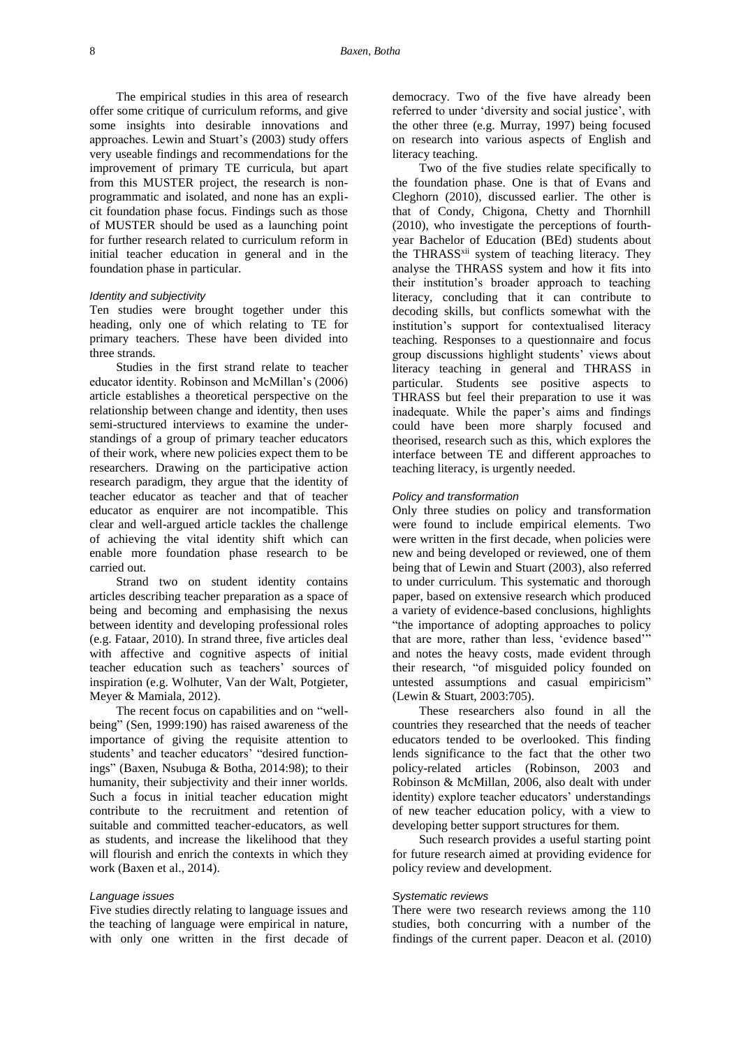The empirical studies in this area of research offer some critique of curriculum reforms, and give some insights into desirable innovations and approaches. Lewin and Stuart's (2003) study offers very useable findings and recommendations for the improvement of primary TE curricula, but apart from this MUSTER project, the research is non-programmatic and isolated, and none has an explicit foundation phase focus. Findings such as those of MUSTER should be used as a launching point for further research related to curriculum reform in initial teacher education in general and in the foundation phase in particular.

*Identity and subjectivity*

Ten studies were brought together under this heading, only one of which relating to TE for primary teachers. These have been divided into three strands.

Studies in the first strand relate to teacher educator identity. Robinson and McMillan's (2006) article establishes a theoretical perspective on the relationship between change and identity, then uses semi-structured interviews to examine the understandings of a group of primary teacher educators of their work, where new policies expect them to be researchers. Drawing on the participative action research paradigm, they argue that the identity of teacher educator as teacher and that of teacher educator as enquirer are not incompatible. This clear and well-argued article tackles the challenge of achieving the vital identity shift which can enable more foundation phase research to be carried out.

Strand two on student identity contains articles describing teacher preparation as a space of being and becoming and emphasising the nexus between identity and developing professional roles (e.g. Fataar, 2010). In strand three, five articles deal with affective and cognitive aspects of initial teacher education such as teachers' sources of inspiration (e.g. Wolhuter, Van der Walt, Potgieter, Meyer & Mamiala, 2012).

The recent focus on capabilities and on "well-being" (Sen, 1999:190) has raised awareness of the importance of giving the requisite attention to students' and teacher educators' "desired functionings" (Baxen, Nsubuga & Botha, 2014:98); to their humanity, their subjectivity and their inner worlds. Such a focus in initial teacher education might contribute to the recruitment and retention of suitable and committed teacher-educators, as well as students, and increase the likelihood that they will flourish and enrich the contexts in which they work (Baxen et al., 2014).

*Language issues*

Five studies directly relating to language issues and the teaching of language were empirical in nature, with only one written in the first decade of democracy. Two of the five have already been referred to under 'diversity and social justice', with the other three (e.g. Murray, 1997) being focused on research into various aspects of English and literacy teaching.

Two of the five studies relate specifically to the foundation phase. One is that of Evans and Cleghorn (2010), discussed earlier. The other is that of Condy, Chigona, Chetty and Thornhill (2010), who investigate the perceptions of fourth-year Bachelor of Education (BEd) students about the THRASS[xii] system of teaching literacy. They analyse the THRASS system and how it fits into their institution's broader approach to teaching literacy, concluding that it can contribute to decoding skills, but conflicts somewhat with the institution's support for contextualised literacy teaching. Responses to a questionnaire and focus group discussions highlight students' views about literacy teaching in general and THRASS in particular. Students see positive aspects to THRASS but feel their preparation to use it was inadequate. While the paper's aims and findings could have been more sharply focused and theorised, research such as this, which explores the interface between TE and different approaches to teaching literacy, is urgently needed.

*Policy and transformation*

Only three studies on policy and transformation were found to include empirical elements. Two were written in the first decade, when policies were new and being developed or reviewed, one of them being that of Lewin and Stuart (2003), also referred to under curriculum. This systematic and thorough paper, based on extensive research which produced a variety of evidence-based conclusions, highlights "the importance of adopting approaches to policy that are more, rather than less, 'evidence based'" and notes the heavy costs, made evident through their research, "of misguided policy founded on untested assumptions and casual empiricism" (Lewin & Stuart, 2003:705).

These researchers also found in all the countries they researched that the needs of teacher educators tended to be overlooked. This finding lends significance to the fact that the other two policy-related articles (Robinson, 2003 and Robinson & McMillan, 2006, also dealt with under identity) explore teacher educators' understandings of new teacher education policy, with a view to developing better support structures for them.

Such research provides a useful starting point for future research aimed at providing evidence for policy review and development.

*Systematic reviews*

There were two research reviews among the 110 studies, both concurring with a number of the findings of the current paper. Deacon et al. (2010)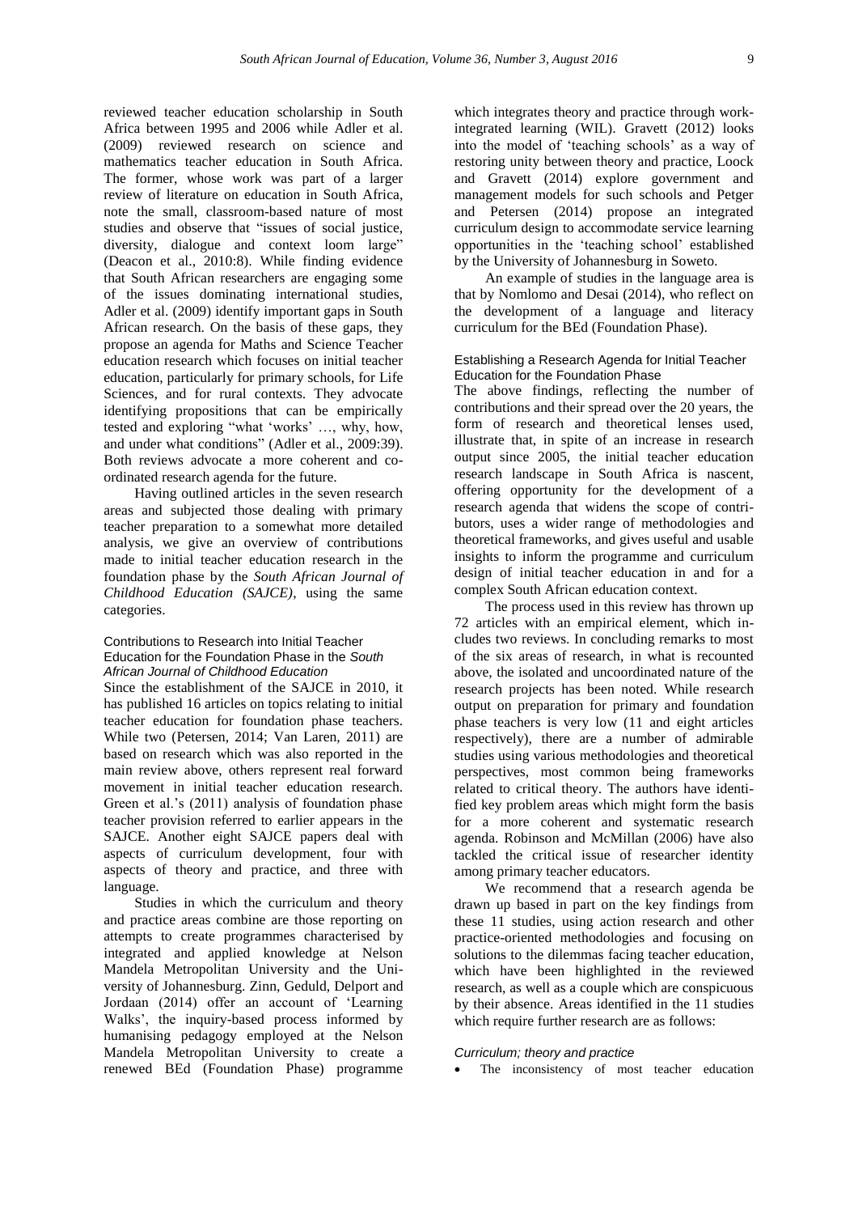reviewed teacher education scholarship in South Africa between 1995 and 2006 while Adler et al. (2009) reviewed research on science and mathematics teacher education in South Africa. The former, whose work was part of a larger review of literature on education in South Africa, note the small, classroom-based nature of most studies and observe that "issues of social justice, diversity, dialogue and context loom large" (Deacon et al., 2010:8). While finding evidence that South African researchers are engaging some of the issues dominating international studies, Adler et al. (2009) identify important gaps in South African research. On the basis of these gaps, they propose an agenda for Maths and Science Teacher education research which focuses on initial teacher education, particularly for primary schools, for Life Sciences, and for rural contexts. They advocate identifying propositions that can be empirically tested and exploring "what 'works' …, why, how, and under what conditions" (Adler et al., 2009:39). Both reviews advocate a more coherent and co-ordinated research agenda for the future.

Having outlined articles in the seven research areas and subjected those dealing with primary teacher preparation to a somewhat more detailed analysis, we give an overview of contributions made to initial teacher education research in the foundation phase by the *South African Journal of Childhood Education (SAJCE)*, using the same categories.

### Contributions to Research into Initial Teacher Education for the Foundation Phase in the *South African Journal of Childhood Education*

Since the establishment of the SAJCE in 2010, it has published 16 articles on topics relating to initial teacher education for foundation phase teachers. While two (Petersen, 2014; Van Laren, 2011) are based on research which was also reported in the main review above, others represent real forward movement in initial teacher education research. Green et al.'s (2011) analysis of foundation phase teacher provision referred to earlier appears in the SAJCE. Another eight SAJCE papers deal with aspects of curriculum development, four with aspects of theory and practice, and three with language.

Studies in which the curriculum and theory and practice areas combine are those reporting on attempts to create programmes characterised by integrated and applied knowledge at Nelson Mandela Metropolitan University and the University of Johannesburg. Zinn, Geduld, Delport and Jordaan (2014) offer an account of 'Learning Walks', the inquiry-based process informed by humanising pedagogy employed at the Nelson Mandela Metropolitan University to create a renewed BEd (Foundation Phase) programme which integrates theory and practice through work-integrated learning (WIL). Gravett (2012) looks into the model of 'teaching schools' as a way of restoring unity between theory and practice, Loock and Gravett (2014) explore government and management models for such schools and Petger and Petersen (2014) propose an integrated curriculum design to accommodate service learning opportunities in the 'teaching school' established by the University of Johannesburg in Soweto.

An example of studies in the language area is that by Nomlomo and Desai (2014), who reflect on the development of a language and literacy curriculum for the BEd (Foundation Phase).

### Establishing a Research Agenda for Initial Teacher Education for the Foundation Phase

The above findings, reflecting the number of contributions and their spread over the 20 years, the form of research and theoretical lenses used, illustrate that, in spite of an increase in research output since 2005, the initial teacher education research landscape in South Africa is nascent, offering opportunity for the development of a research agenda that widens the scope of contributors, uses a wider range of methodologies and theoretical frameworks, and gives useful and usable insights to inform the programme and curriculum design of initial teacher education in and for a complex South African education context.

The process used in this review has thrown up 72 articles with an empirical element, which includes two reviews. In concluding remarks to most of the six areas of research, in what is recounted above, the isolated and uncoordinated nature of the research projects has been noted. While research output on preparation for primary and foundation phase teachers is very low (11 and eight articles respectively), there are a number of admirable studies using various methodologies and theoretical perspectives, most common being frameworks related to critical theory. The authors have identified key problem areas which might form the basis for a more coherent and systematic research agenda. Robinson and McMillan (2006) have also tackled the critical issue of researcher identity among primary teacher educators.

We recommend that a research agenda be drawn up based in part on the key findings from these 11 studies, using action research and other practice-oriented methodologies and focusing on solutions to the dilemmas facing teacher education, which have been highlighted in the reviewed research, as well as a couple which are conspicuous by their absence. Areas identified in the 11 studies which require further research are as follows:

#### *Curriculum; theory and practice*

- The inconsistency of most teacher education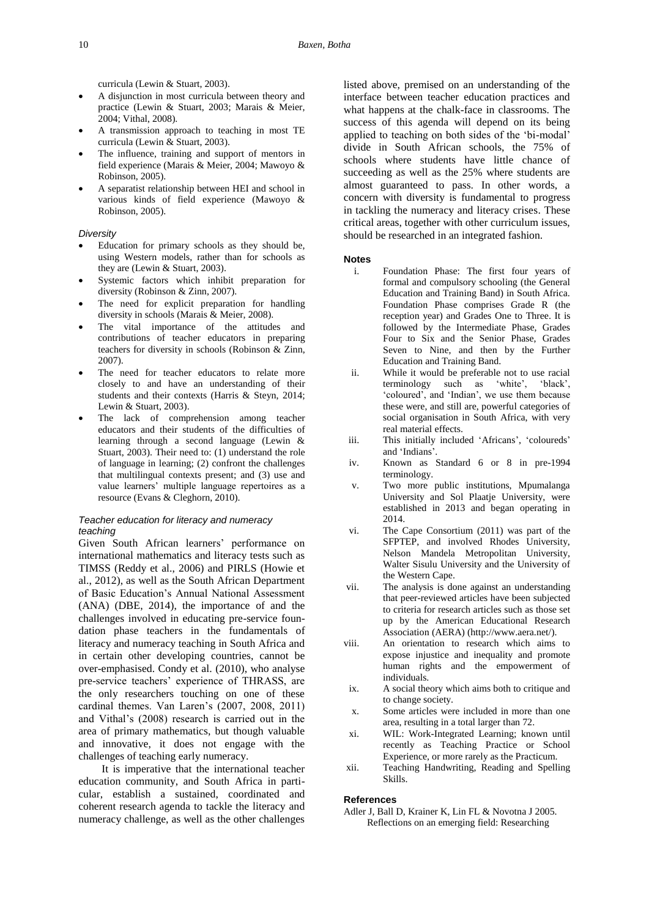curricula (Lewin & Stuart, 2003).

- A disjunction in most curricula between theory and practice (Lewin & Stuart, 2003; Marais & Meier, 2004; Vithal, 2008).
- A transmission approach to teaching in most TE curricula (Lewin & Stuart, 2003).
- The influence, training and support of mentors in field experience (Marais & Meier, 2004; Mawoyo & Robinson, 2005).
- A separatist relationship between HEI and school in various kinds of field experience (Mawoyo & Robinson, 2005).

*Diversity*

- Education for primary schools as they should be, using Western models, rather than for schools as they are (Lewin & Stuart, 2003).
- Systemic factors which inhibit preparation for diversity (Robinson & Zinn, 2007).
- The need for explicit preparation for handling diversity in schools (Marais & Meier, 2008).
- The vital importance of the attitudes and contributions of teacher educators in preparing teachers for diversity in schools (Robinson & Zinn, 2007).
- The need for teacher educators to relate more closely to and have an understanding of their students and their contexts (Harris & Steyn, 2014; Lewin & Stuart, 2003).
- The lack of comprehension among teacher educators and their students of the difficulties of learning through a second language (Lewin & Stuart, 2003). Their need to: (1) understand the role of language in learning; (2) confront the challenges that multilingual contexts present; and (3) use and value learners' multiple language repertoires as a resource (Evans & Cleghorn, 2010).

*Teacher education for literacy and numeracy teaching*

Given South African learners' performance on international mathematics and literacy tests such as TIMSS (Reddy et al., 2006) and PIRLS (Howie et al., 2012), as well as the South African Department of Basic Education's Annual National Assessment (ANA) (DBE, 2014), the importance of and the challenges involved in educating pre-service foundation phase teachers in the fundamentals of literacy and numeracy teaching in South Africa and in certain other developing countries, cannot be over-emphasised. Condy et al. (2010), who analyse pre-service teachers' experience of THRASS, are the only researchers touching on one of these cardinal themes. Van Laren's (2007, 2008, 2011) and Vithal's (2008) research is carried out in the area of primary mathematics, but though valuable and innovative, it does not engage with the challenges of teaching early numeracy.

It is imperative that the international teacher education community, and South Africa in particular, establish a sustained, coordinated and coherent research agenda to tackle the literacy and numeracy challenge, as well as the other challenges listed above, premised on an understanding of the interface between teacher education practices and what happens at the chalk-face in classrooms. The success of this agenda will depend on its being applied to teaching on both sides of the 'bi-modal' divide in South African schools, the 75% of schools where students have little chance of succeeding as well as the 25% where students are almost guaranteed to pass. In other words, a concern with diversity is fundamental to progress in tackling the numeracy and literacy crises. These critical areas, together with other curriculum issues, should be researched in an integrated fashion.

**Notes**

i. Foundation Phase: The first four years of formal and compulsory schooling (the General Education and Training Band) in South Africa. Foundation Phase comprises Grade R (the reception year) and Grades One to Three. It is followed by the Intermediate Phase, Grades Four to Six and the Senior Phase, Grades Seven to Nine, and then by the Further Education and Training Band.
ii. While it would be preferable not to use racial terminology such as 'white', 'black', 'coloured', and 'Indian', we use them because these were, and still are, powerful categories of social organisation in South Africa, with very real material effects.
iii. This initially included 'Africans', 'coloureds' and 'Indians'.
iv. Known as Standard 6 or 8 in pre-1994 terminology.
v. Two more public institutions, Mpumalanga University and Sol Plaatje University, were established in 2013 and began operating in 2014.
vi. The Cape Consortium (2011) was part of the SFPTEP, and involved Rhodes University, Nelson Mandela Metropolitan University, Walter Sisulu University and the University of the Western Cape.
vii. The analysis is done against an understanding that peer-reviewed articles have been subjected to criteria for research articles such as those set up by the American Educational Research Association (AERA) (http://www.aera.net/).
viii. An orientation to research which aims to expose injustice and inequality and promote human rights and the empowerment of individuals.
ix. A social theory which aims both to critique and to change society.
x. Some articles were included in more than one area, resulting in a total larger than 72.
xi. WIL: Work-Integrated Learning; known until recently as Teaching Practice or School Experience, or more rarely as the Practicum.
xii. Teaching Handwriting, Reading and Spelling Skills.

**References**

Adler J, Ball D, Krainer K, Lin FL & Novotna J 2005. Reflections on an emerging field: Researching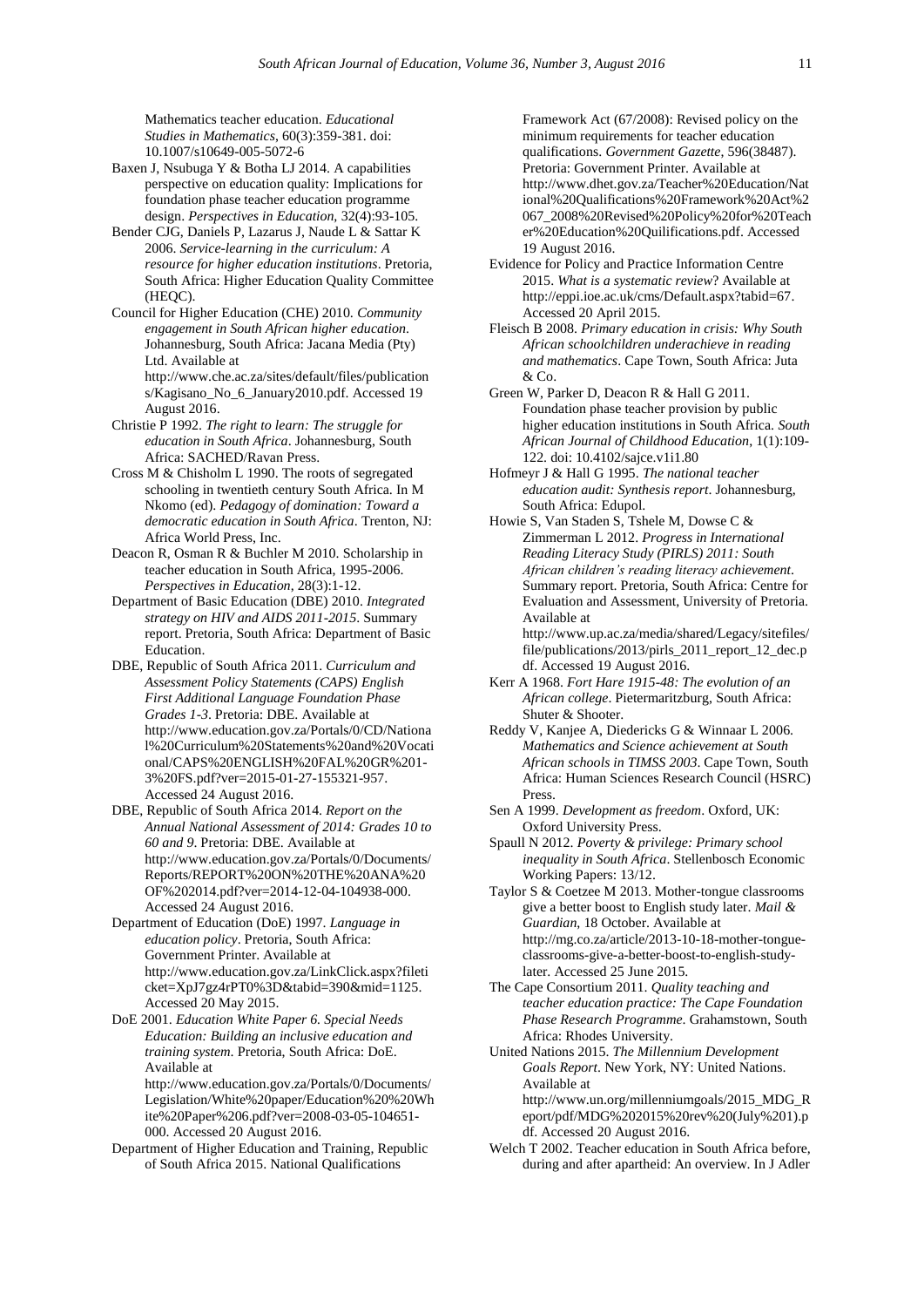Mathematics teacher education. *Educational Studies in Mathematics*, 60(3):359-381. doi: 10.1007/s10649-005-5072-6

Baxen J, Nsubuga Y & Botha LJ 2014. A capabilities perspective on education quality: Implications for foundation phase teacher education programme design. *Perspectives in Education*, 32(4):93-105.

Bender CJG, Daniels P, Lazarus J, Naude L & Sattar K 2006. *Service-learning in the curriculum: A resource for higher education institutions*. Pretoria, South Africa: Higher Education Quality Committee (HEQC).

Council for Higher Education (CHE) 2010. *Community engagement in South African higher education*. Johannesburg, South Africa: Jacana Media (Pty) Ltd. Available at http://www.che.ac.za/sites/default/files/publications/Kagisano_No_6_January2010.pdf. Accessed 19 August 2016.

Christie P 1992. *The right to learn: The struggle for education in South Africa*. Johannesburg, South Africa: SACHED/Ravan Press.

Cross M & Chisholm L 1990. The roots of segregated schooling in twentieth century South Africa. In M Nkomo (ed). *Pedagogy of domination: Toward a democratic education in South Africa*. Trenton, NJ: Africa World Press, Inc.

Deacon R, Osman R & Buchler M 2010. Scholarship in teacher education in South Africa, 1995-2006. *Perspectives in Education*, 28(3):1-12.

Department of Basic Education (DBE) 2010. *Integrated strategy on HIV and AIDS 2011-2015*. Summary report. Pretoria, South Africa: Department of Basic Education.

DBE, Republic of South Africa 2011. *Curriculum and Assessment Policy Statements (CAPS) English First Additional Language Foundation Phase Grades 1-3*. Pretoria: DBE. Available at http://www.education.gov.za/Portals/0/CD/National%20Curriculum%20Statements%20and%20Vocational/CAPS%20ENGLISH%20FAL%20GR%201-3%20FS.pdf?ver=2015-01-27-155321-957. Accessed 24 August 2016.

DBE, Republic of South Africa 2014. *Report on the Annual National Assessment of 2014: Grades 10 to 60 and 9*. Pretoria: DBE. Available at http://www.education.gov.za/Portals/0/Documents/Reports/REPORT%20ON%20THE%20ANA%20OF%202014.pdf?ver=2014-12-04-104938-000. Accessed 24 August 2016.

Department of Education (DoE) 1997. *Language in education policy*. Pretoria, South Africa: Government Printer. Available at http://www.education.gov.za/LinkClick.aspx?fileticket=XpJ7gz4rPT0%3D&tabid=390&mid=1125. Accessed 20 May 2015.

DoE 2001. *Education White Paper 6. Special Needs Education: Building an inclusive education and training system*. Pretoria, South Africa: DoE. Available at http://www.education.gov.za/Portals/0/Documents/Legislation/White%20paper/Education%20%20White%20Paper%206.pdf?ver=2008-03-05-104651-000. Accessed 20 August 2016.

Department of Higher Education and Training, Republic of South Africa 2015. National Qualifications Framework Act (67/2008): Revised policy on the minimum requirements for teacher education qualifications. *Government Gazette*, 596(38487). Pretoria: Government Printer. Available at http://www.dhet.gov.za/Teacher%20Education/National%20Qualifications%20Framework%20Act%2067_2008%20Revised%20Policy%20for%20Teacher%20Education%20Quilifications.pdf. Accessed 19 August 2016.

Evidence for Policy and Practice Information Centre 2015. *What is a systematic review*? Available at http://eppi.ioe.ac.uk/cms/Default.aspx?tabid=67. Accessed 20 April 2015.

Fleisch B 2008. *Primary education in crisis: Why South African schoolchildren underachieve in reading and mathematics*. Cape Town, South Africa: Juta & Co.

Green W, Parker D, Deacon R & Hall G 2011. Foundation phase teacher provision by public higher education institutions in South Africa. *South African Journal of Childhood Education*, 1(1):109-122. doi: 10.4102/sajce.v1i1.80

Hofmeyr J & Hall G 1995. *The national teacher education audit: Synthesis report*. Johannesburg, South Africa: Edupol.

Howie S, Van Staden S, Tshele M, Dowse C & Zimmerman L 2012. *Progress in International Reading Literacy Study (PIRLS) 2011: South African children's reading literacy achievement*. Summary report. Pretoria, South Africa: Centre for Evaluation and Assessment, University of Pretoria. Available at http://www.up.ac.za/media/shared/Legacy/sitefiles/file/publications/2013/pirls_2011_report_12_dec.pdf. Accessed 19 August 2016.

Kerr A 1968. *Fort Hare 1915-48: The evolution of an African college*. Pietermaritzburg, South Africa: Shuter & Shooter.

Reddy V, Kanjee A, Diedericks G & Winnaar L 2006. *Mathematics and Science achievement at South African schools in TIMSS 2003*. Cape Town, South Africa: Human Sciences Research Council (HSRC) Press.

Sen A 1999. *Development as freedom*. Oxford, UK: Oxford University Press.

Spaull N 2012. *Poverty & privilege: Primary school inequality in South Africa*. Stellenbosch Economic Working Papers: 13/12.

Taylor S & Coetzee M 2013. Mother-tongue classrooms give a better boost to English study later. *Mail & Guardian*, 18 October. Available at http://mg.co.za/article/2013-10-18-mother-tongue-classrooms-give-a-better-boost-to-english-study-later. Accessed 25 June 2015.

The Cape Consortium 2011. *Quality teaching and teacher education practice: The Cape Foundation Phase Research Programme*. Grahamstown, South Africa: Rhodes University.

United Nations 2015. *The Millennium Development Goals Report*. New York, NY: United Nations. Available at http://www.un.org/millenniumgoals/2015_MDG_Report/pdf/MDG%202015%20rev%20(July%201).pdf. Accessed 20 August 2016.

Welch T 2002. Teacher education in South Africa before, during and after apartheid: An overview. In J Adler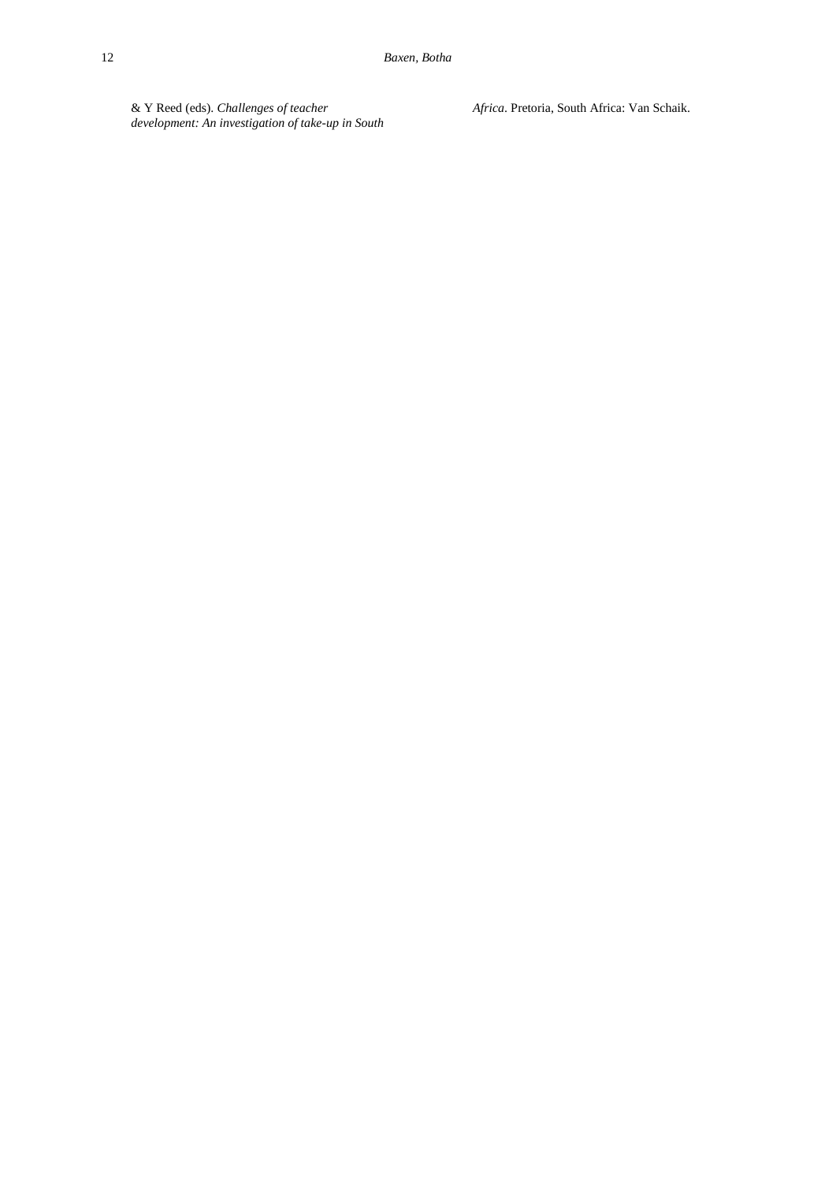& Y Reed (eds). *Challenges of teacher development: An investigation of take-up in South Africa*. Pretoria, South Africa: Van Schaik.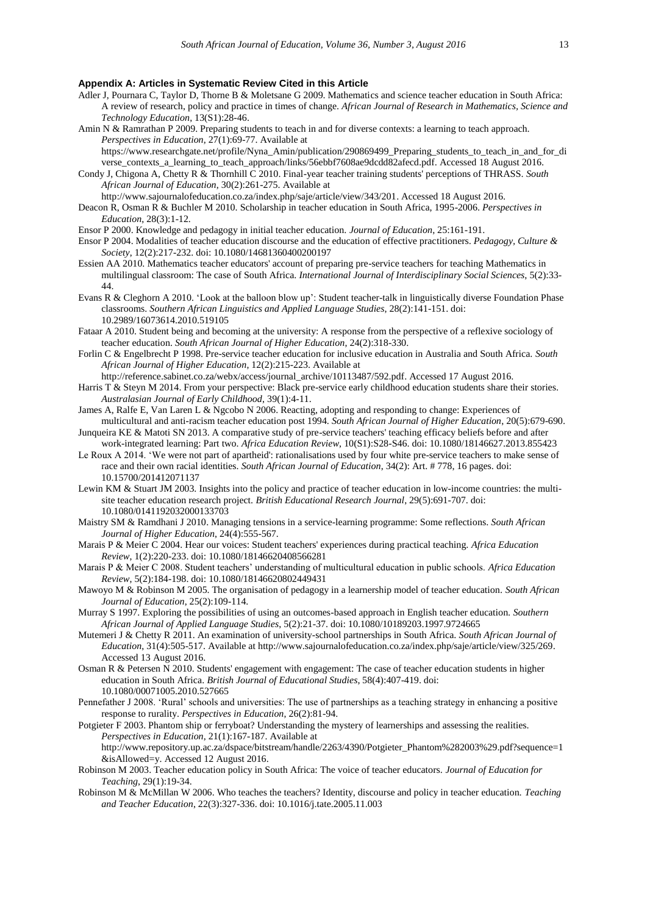### Appendix A: Articles in Systematic Review Cited in this Article

Adler J, Pournara C, Taylor D, Thorne B & Moletsane G 2009. Mathematics and science teacher education in South Africa: A review of research, policy and practice in times of change. *African Journal of Research in Mathematics, Science and Technology Education*, 13(S1):28-46.

Amin N & Ramrathan P 2009. Preparing students to teach in and for diverse contexts: a learning to teach approach. *Perspectives in Education*, 27(1):69-77. Available at https://www.researchgate.net/profile/Nyna_Amin/publication/290869499_Preparing_students_to_teach_in_and_for_diverse_contexts_a_learning_to_teach_approach/links/56ebbf7608ae9dcdd82afecd.pdf. Accessed 18 August 2016.

Condy J, Chigona A, Chetty R & Thornhill C 2010. Final-year teacher training students' perceptions of THRASS. *South African Journal of Education*, 30(2):261-275. Available at http://www.sajournalofeducation.co.za/index.php/saje/article/view/343/201. Accessed 18 August 2016.

Deacon R, Osman R & Buchler M 2010. Scholarship in teacher education in South Africa, 1995-2006. *Perspectives in Education*, 28(3):1-12.

Ensor P 2000. Knowledge and pedagogy in initial teacher education. *Journal of Education*, 25:161-191.

Ensor P 2004. Modalities of teacher education discourse and the education of effective practitioners. *Pedagogy, Culture & Society*, 12(2):217-232. doi: 10.1080/14681360400200197

Essien AA 2010. Mathematics teacher educators' account of preparing pre-service teachers for teaching Mathematics in multilingual classroom: The case of South Africa. *International Journal of Interdisciplinary Social Sciences*, 5(2):33-44.

Evans R & Cleghorn A 2010. 'Look at the balloon blow up': Student teacher-talk in linguistically diverse Foundation Phase classrooms. *Southern African Linguistics and Applied Language Studies*, 28(2):141-151. doi: 10.2989/16073614.2010.519105

Fataar A 2010. Student being and becoming at the university: A response from the perspective of a reflexive sociology of teacher education. *South African Journal of Higher Education*, 24(2):318-330.

Forlin C & Engelbrecht P 1998. Pre-service teacher education for inclusive education in Australia and South Africa. *South African Journal of Higher Education*, 12(2):215-223. Available at http://reference.sabinet.co.za/webx/access/journal_archive/10113487/592.pdf. Accessed 17 August 2016.

Harris T & Steyn M 2014. From your perspective: Black pre-service early childhood education students share their stories. *Australasian Journal of Early Childhood*, 39(1):4-11.

James A, Ralfe E, Van Laren L & Ngcobo N 2006. Reacting, adopting and responding to change: Experiences of multicultural and anti-racism teacher education post 1994. *South African Journal of Higher Education*, 20(5):679-690.

Junqueira KE & Matoti SN 2013. A comparative study of pre-service teachers' teaching efficacy beliefs before and after work-integrated learning: Part two. *Africa Education Review*, 10(S1):S28-S46. doi: 10.1080/18146627.2013.855423

Le Roux A 2014. 'We were not part of apartheid': rationalisations used by four white pre-service teachers to make sense of race and their own racial identities. *South African Journal of Education*, 34(2): Art. # 778, 16 pages. doi: 10.15700/201412071137

Lewin KM & Stuart JM 2003. Insights into the policy and practice of teacher education in low-income countries: the multi-site teacher education research project. *British Educational Research Journal*, 29(5):691-707. doi: 10.1080/0141192032000133703

Maistry SM & Ramdhani J 2010. Managing tensions in a service-learning programme: Some reflections. *South African Journal of Higher Education*, 24(4):555-567.

Marais P & Meier C 2004. Hear our voices: Student teachers' experiences during practical teaching. *Africa Education Review*, 1(2):220-233. doi: 10.1080/18146620408566281

Marais P & Meier C 2008. Student teachers' understanding of multicultural education in public schools. *Africa Education Review*, 5(2):184-198. doi: 10.1080/18146620802449431

Mawoyo M & Robinson M 2005. The organisation of pedagogy in a learnership model of teacher education. *South African Journal of Education*, 25(2):109-114.

Murray S 1997. Exploring the possibilities of using an outcomes-based approach in English teacher education. *Southern African Journal of Applied Language Studies*, 5(2):21-37. doi: 10.1080/10189203.1997.9724665

Mutemeri J & Chetty R 2011. An examination of university-school partnerships in South Africa. *South African Journal of Education*, 31(4):505-517. Available at http://www.sajournalofeducation.co.za/index.php/saje/article/view/325/269. Accessed 13 August 2016.

Osman R & Petersen N 2010. Students' engagement with engagement: The case of teacher education students in higher education in South Africa. *British Journal of Educational Studies*, 58(4):407-419. doi: 10.1080/00071005.2010.527665

Pennefather J 2008. 'Rural' schools and universities: The use of partnerships as a teaching strategy in enhancing a positive response to rurality. *Perspectives in Education*, 26(2):81-94.

Potgieter F 2003. Phantom ship or ferryboat? Understanding the mystery of learnerships and assessing the realities. *Perspectives in Education*, 21(1):167-187. Available at http://www.repository.up.ac.za/dspace/bitstream/handle/2263/4390/Potgieter_Phantom%282003%29.pdf?sequence=1&isAllowed=y. Accessed 12 August 2016.

Robinson M 2003. Teacher education policy in South Africa: The voice of teacher educators. *Journal of Education for Teaching*, 29(1):19-34.

Robinson M & McMillan W 2006. Who teaches the teachers? Identity, discourse and policy in teacher education. *Teaching and Teacher Education*, 22(3):327-336. doi: 10.1016/j.tate.2005.11.003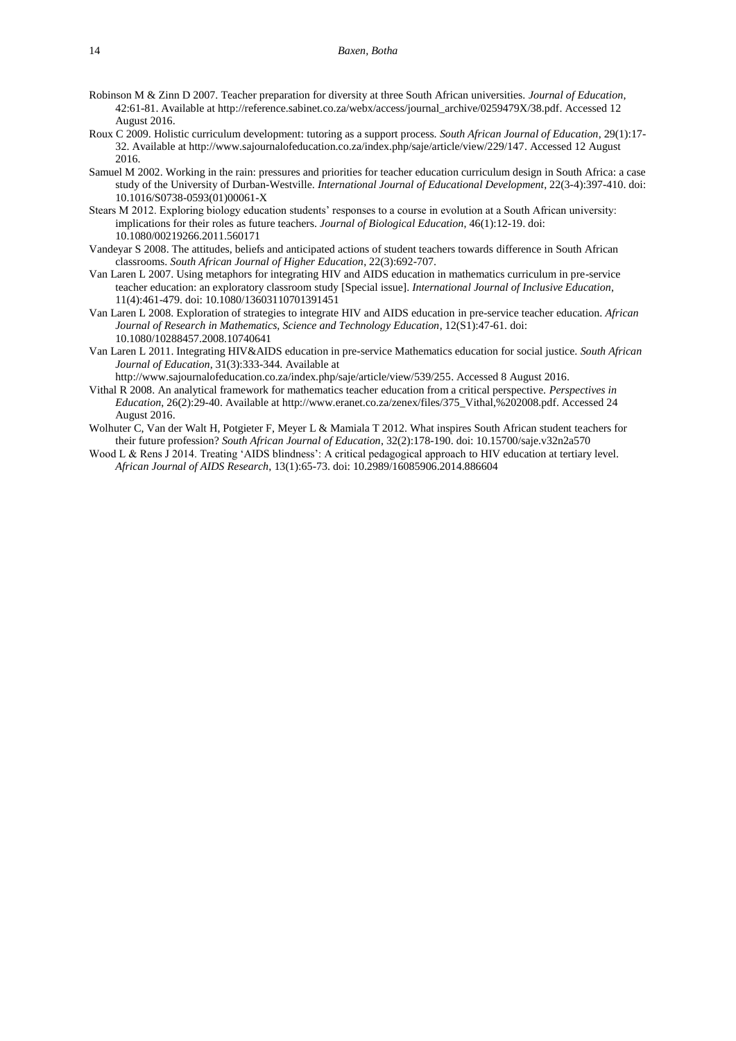Robinson M & Zinn D 2007. Teacher preparation for diversity at three South African universities. *Journal of Education*, 42:61-81. Available at http://reference.sabinet.co.za/webx/access/journal_archive/0259479X/38.pdf. Accessed 12 August 2016.

Roux C 2009. Holistic curriculum development: tutoring as a support process. *South African Journal of Education*, 29(1):17-32. Available at http://www.sajournalofeducation.co.za/index.php/saje/article/view/229/147. Accessed 12 August 2016.

Samuel M 2002. Working in the rain: pressures and priorities for teacher education curriculum design in South Africa: a case study of the University of Durban-Westville. *International Journal of Educational Development*, 22(3-4):397-410. doi: 10.1016/S0738-0593(01)00061-X

Stears M 2012. Exploring biology education students' responses to a course in evolution at a South African university: implications for their roles as future teachers. *Journal of Biological Education*, 46(1):12-19. doi: 10.1080/00219266.2011.560171

Vandeyar S 2008. The attitudes, beliefs and anticipated actions of student teachers towards difference in South African classrooms. *South African Journal of Higher Education*, 22(3):692-707.

Van Laren L 2007. Using metaphors for integrating HIV and AIDS education in mathematics curriculum in pre-service teacher education: an exploratory classroom study [Special issue]. *International Journal of Inclusive Education*, 11(4):461-479. doi: 10.1080/13603110701391451

Van Laren L 2008. Exploration of strategies to integrate HIV and AIDS education in pre-service teacher education. *African Journal of Research in Mathematics, Science and Technology Education*, 12(S1):47-61. doi: 10.1080/10288457.2008.10740641

Van Laren L 2011. Integrating HIV&AIDS education in pre-service Mathematics education for social justice. *South African Journal of Education*, 31(3):333-344. Available at http://www.sajournalofeducation.co.za/index.php/saje/article/view/539/255. Accessed 8 August 2016.

Vithal R 2008. An analytical framework for mathematics teacher education from a critical perspective. *Perspectives in Education*, 26(2):29-40. Available at http://www.eranet.co.za/zenex/files/375_Vithal,%202008.pdf. Accessed 24 August 2016.

Wolhuter C, Van der Walt H, Potgieter F, Meyer L & Mamiala T 2012. What inspires South African student teachers for their future profession? *South African Journal of Education*, 32(2):178-190. doi: 10.15700/saje.v32n2a570

Wood L & Rens J 2014. Treating 'AIDS blindness': A critical pedagogical approach to HIV education at tertiary level. *African Journal of AIDS Research*, 13(1):65-73. doi: 10.2989/16085906.2014.886604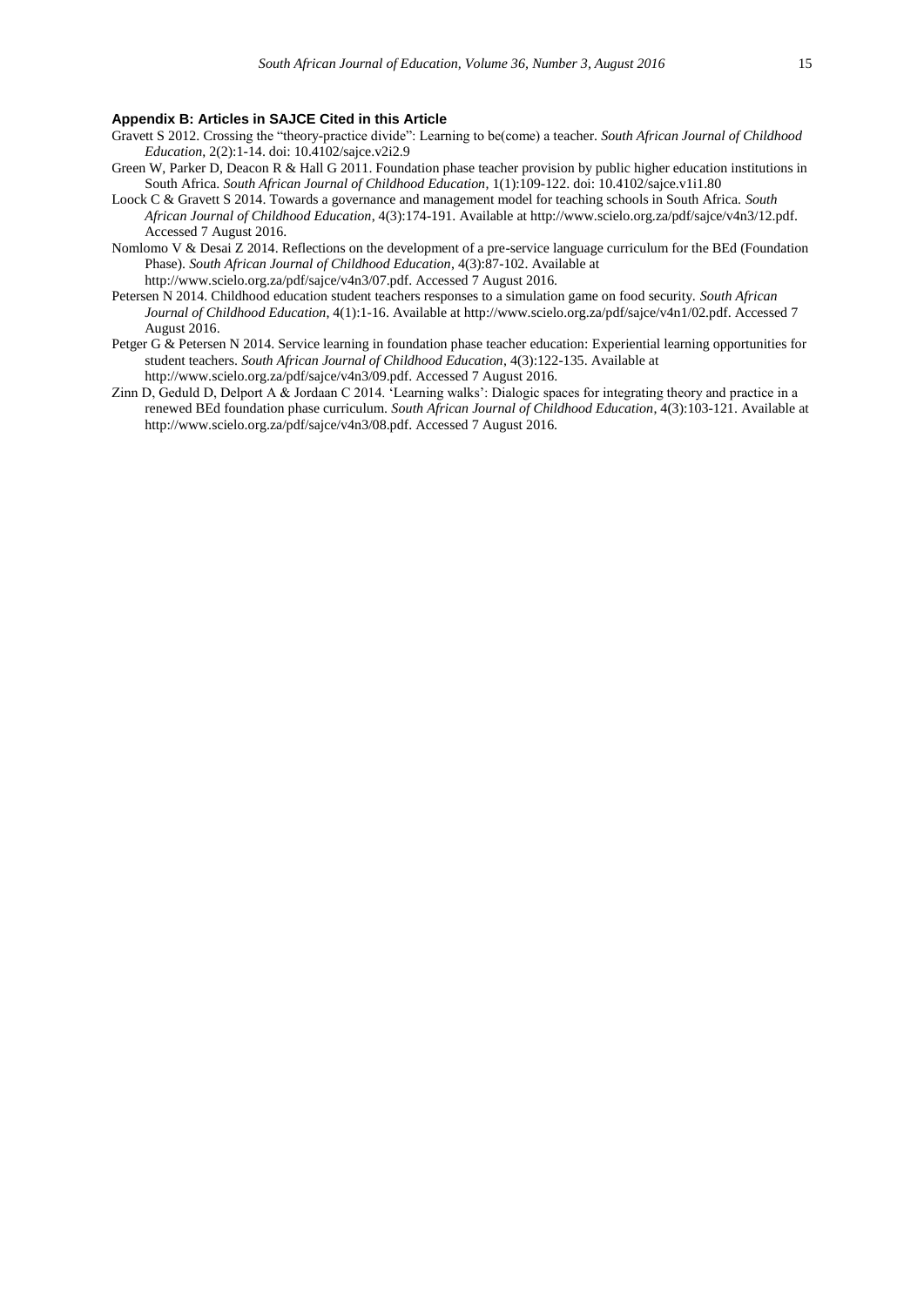## Appendix B: Articles in SAJCE Cited in this Article

Gravett S 2012. Crossing the "theory-practice divide": Learning to be(come) a teacher. *South African Journal of Childhood Education*, 2(2):1-14. doi: 10.4102/sajce.v2i2.9

Green W, Parker D, Deacon R & Hall G 2011. Foundation phase teacher provision by public higher education institutions in South Africa. *South African Journal of Childhood Education*, 1(1):109-122. doi: 10.4102/sajce.v1i1.80

Loock C & Gravett S 2014. Towards a governance and management model for teaching schools in South Africa. *South African Journal of Childhood Education*, 4(3):174-191. Available at http://www.scielo.org.za/pdf/sajce/v4n3/12.pdf. Accessed 7 August 2016.

Nomlomo V & Desai Z 2014. Reflections on the development of a pre-service language curriculum for the BEd (Foundation Phase). *South African Journal of Childhood Education*, 4(3):87-102. Available at http://www.scielo.org.za/pdf/sajce/v4n3/07.pdf. Accessed 7 August 2016.

Petersen N 2014. Childhood education student teachers responses to a simulation game on food security. *South African Journal of Childhood Education*, 4(1):1-16. Available at http://www.scielo.org.za/pdf/sajce/v4n1/02.pdf. Accessed 7 August 2016.

Petger G & Petersen N 2014. Service learning in foundation phase teacher education: Experiential learning opportunities for student teachers. *South African Journal of Childhood Education*, 4(3):122-135. Available at http://www.scielo.org.za/pdf/sajce/v4n3/09.pdf. Accessed 7 August 2016.

Zinn D, Geduld D, Delport A & Jordaan C 2014. 'Learning walks': Dialogic spaces for integrating theory and practice in a renewed BEd foundation phase curriculum. *South African Journal of Childhood Education*, 4(3):103-121. Available at http://www.scielo.org.za/pdf/sajce/v4n3/08.pdf. Accessed 7 August 2016.